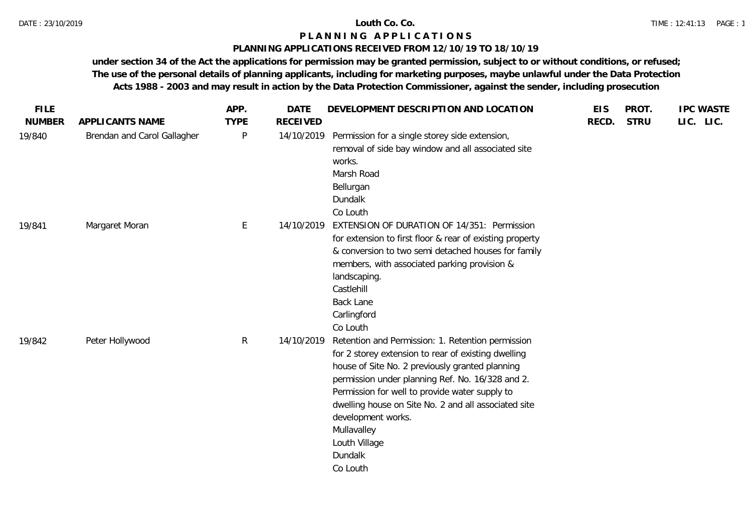**Louth Co. Co.**

# PLANNING APPLICATIONS

## PLANNING APPLICATIONS RECEIVED FROM 12/10/19 TO 18/10/19

**under section 34 of the Act the applications for permission may be granted permission, subject to or without conditions, or refused; The use of the personal details of planning applicants, including for marketing purposes, maybe unlawful under the Data Protection Acts 1988 - 2003 and may result in action by the Data Protection Commissioner, against the sender, including prosecution**

| FILE NUMBER | APPLICANTS NAME | APP. TYPE | DATE RECEIVED | DEVELOPMENT DESCRIPTION AND LOCATION | EIS RECD. | PROT. STRU | IPC LIC. | WASTE LIC. |
|---|---|---|---|---|---|---|---|---|
| 19/840 | Brendan and Carol Gallagher | P | 14/10/2019 | Permission for a single storey side extension, removal of side bay window and all associated site works.<br>Marsh Road<br>Bellurgan<br>Dundalk<br>Co Louth | | | | |
| 19/841 | Margaret Moran | E | 14/10/2019 | EXTENSION OF DURATION OF 14/351: Permission for extension to first floor & rear of existing property & conversion to two semi detached houses for family members, with associated parking provision & landscaping.<br>Castlehill<br>Back Lane<br>Carlingford<br>Co Louth | | | | |
| 19/842 | Peter Hollywood | R | 14/10/2019 | Retention and Permission: 1. Retention permission for 2 storey extension to rear of existing dwelling house of Site No. 2 previously granted planning permission under planning Ref. No. 16/328 and 2. Permission for well to provide water supply to dwelling house on Site No. 2 and all associated site development works.<br>Mullavalley<br>Louth Village<br>Dundalk<br>Co Louth | | | | |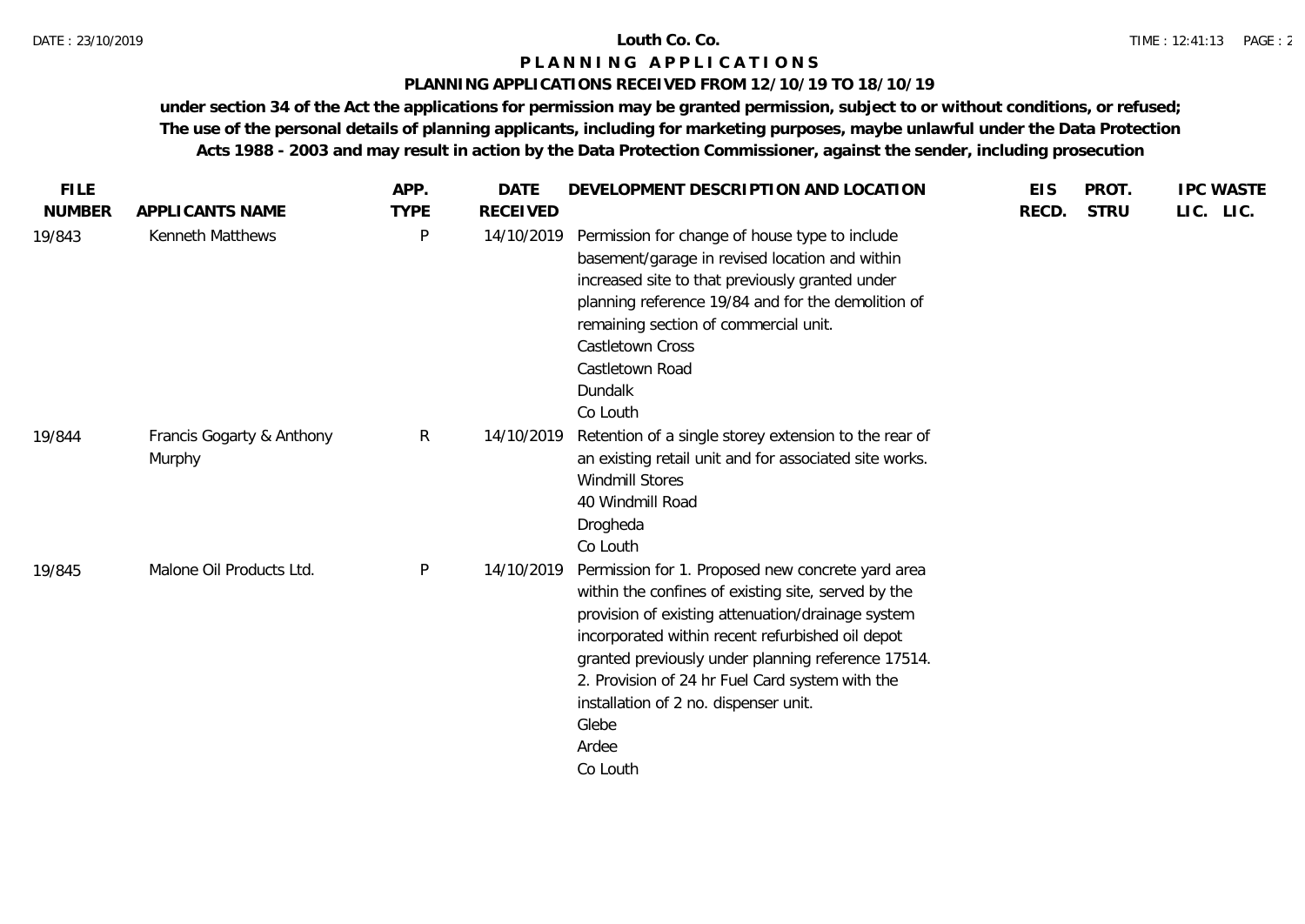**Louth Co. Co.**

# P L A N N I N G   A P P L I C A T I O N S

## PLANNING APPLICATIONS RECEIVED FROM 12/10/19 TO 18/10/19

**under section 34 of the Act the applications for permission may be granted permission, subject to or without conditions, or refused; The use of the personal details of planning applicants, including for marketing purposes, maybe unlawful under the Data Protection Acts 1988 - 2003 and may result in action by the Data Protection Commissioner, against the sender, including prosecution**

| FILE NUMBER | APPLICANTS NAME | APP. TYPE | DATE RECEIVED | DEVELOPMENT DESCRIPTION AND LOCATION | EIS RECD. | PROT. STRU | IPC LIC. | WASTE LIC. |
|---|---|---|---|---|---|---|---|---|
| 19/843 | Kenneth Matthews | P | 14/10/2019 | Permission for change of house type to include basement/garage in revised location and within increased site to that previously granted under planning reference 19/84 and for the demolition of remaining section of commercial unit. Castletown Cross Castletown Road Dundalk Co Louth | | | | |
| 19/844 | Francis Gogarty & Anthony Murphy | R | 14/10/2019 | Retention of a single storey extension to the rear of an existing retail unit and for associated site works. Windmill Stores 40 Windmill Road Drogheda Co Louth | | | | |
| 19/845 | Malone Oil Products Ltd. | P | 14/10/2019 | Permission for 1. Proposed new concrete yard area within the confines of existing site, served by the provision of existing attenuation/drainage system incorporated within recent refurbished oil depot granted previously under planning reference 17514. 2. Provision of 24 hr Fuel Card system with the installation of 2 no. dispenser unit. Glebe Ardee Co Louth | | | | |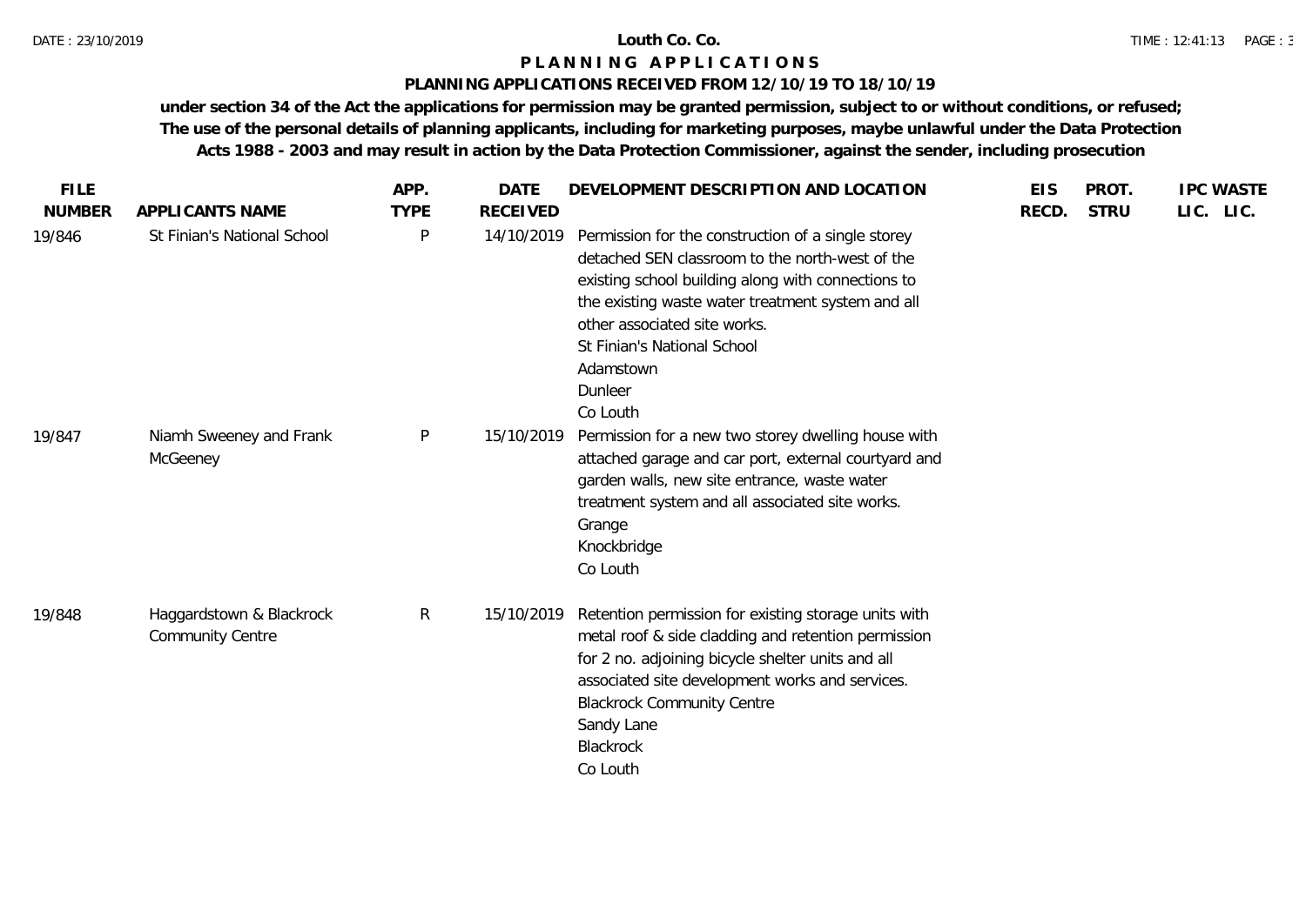**Louth Co. Co.**

# P L A N N I N G   A P P L I C A T I O N S

## PLANNING APPLICATIONS RECEIVED FROM 12/10/19 TO 18/10/19

**under section 34 of the Act the applications for permission may be granted permission, subject to or without conditions, or refused; The use of the personal details of planning applicants, including for marketing purposes, maybe unlawful under the Data Protection Acts 1988 - 2003 and may result in action by the Data Protection Commissioner, against the sender, including prosecution**

| FILE NUMBER | APPLICANTS NAME | APP. TYPE | DATE RECEIVED | DEVELOPMENT DESCRIPTION AND LOCATION | EIS RECD. | PROT. STRU | IPC LIC. | WASTE LIC. |
|---|---|---|---|---|---|---|---|---|
| 19/846 | St Finian's National School | P | 14/10/2019 | Permission for the construction of a single storey detached SEN classroom to the north-west of the existing school building along with connections to the existing waste water treatment system and all other associated site works. St Finian's National School Adamstown Dunleer Co Louth | | | | |
| 19/847 | Niamh Sweeney and Frank McGeeney | P | 15/10/2019 | Permission for a new two storey dwelling house with attached garage and car port, external courtyard and garden walls, new site entrance, waste water treatment system and all associated site works. Grange Knockbridge Co Louth | | | | |
| 19/848 | Haggardstown & Blackrock Community Centre | R | 15/10/2019 | Retention permission for existing storage units with metal roof & side cladding and retention permission for 2 no. adjoining bicycle shelter units and all associated site development works and services. Blackrock Community Centre Sandy Lane Blackrock Co Louth | | | | |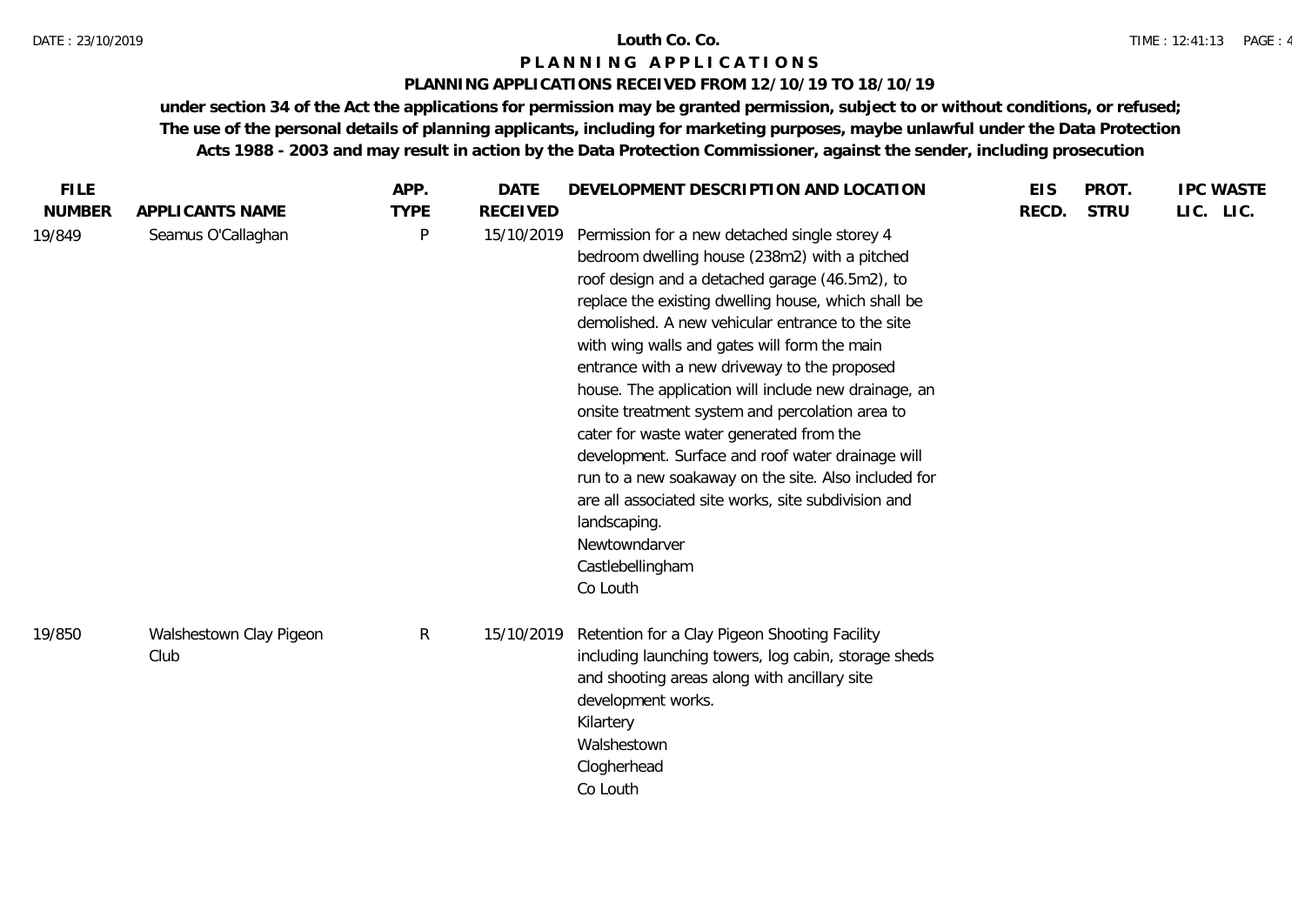**Louth Co. Co.**

**P L A N N I N G A P P L I C A T I O N S**

**PLANNING APPLICATIONS RECEIVED FROM 12/10/19 TO 18/10/19**

**under section 34 of the Act the applications for permission may be granted permission, subject to or without conditions, or refused; The use of the personal details of planning applicants, including for marketing purposes, maybe unlawful under the Data Protection Acts 1988 - 2003 and may result in action by the Data Protection Commissioner, against the sender, including prosecution**

| FILE NUMBER | APPLICANTS NAME | APP. TYPE | DATE RECEIVED | DEVELOPMENT DESCRIPTION AND LOCATION | EIS RECD. | PROT. STRU | IPC LIC. | WASTE LIC. |
|---|---|---|---|---|---|---|---|---|
| 19/849 | Seamus O'Callaghan | P | 15/10/2019 | Permission for a new detached single storey 4 bedroom dwelling house (238m2) with a pitched roof design and a detached garage (46.5m2), to replace the existing dwelling house, which shall be demolished. A new vehicular entrance to the site with wing walls and gates will form the main entrance with a new driveway to the proposed house. The application will include new drainage, an onsite treatment system and percolation area to cater for waste water generated from the development. Surface and roof water drainage will run to a new soakaway on the site. Also included for are all associated site works, site subdivision and landscaping.<br>Newtowndarver<br>Castlebellingham<br>Co Louth | | | | |
| 19/850 | Walshestown Clay Pigeon Club | R | 15/10/2019 | Retention for a Clay Pigeon Shooting Facility including launching towers, log cabin, storage sheds and shooting areas along with ancillary site development works.<br>Kilartery<br>Walshestown<br>Clogherhead<br>Co Louth | | | | |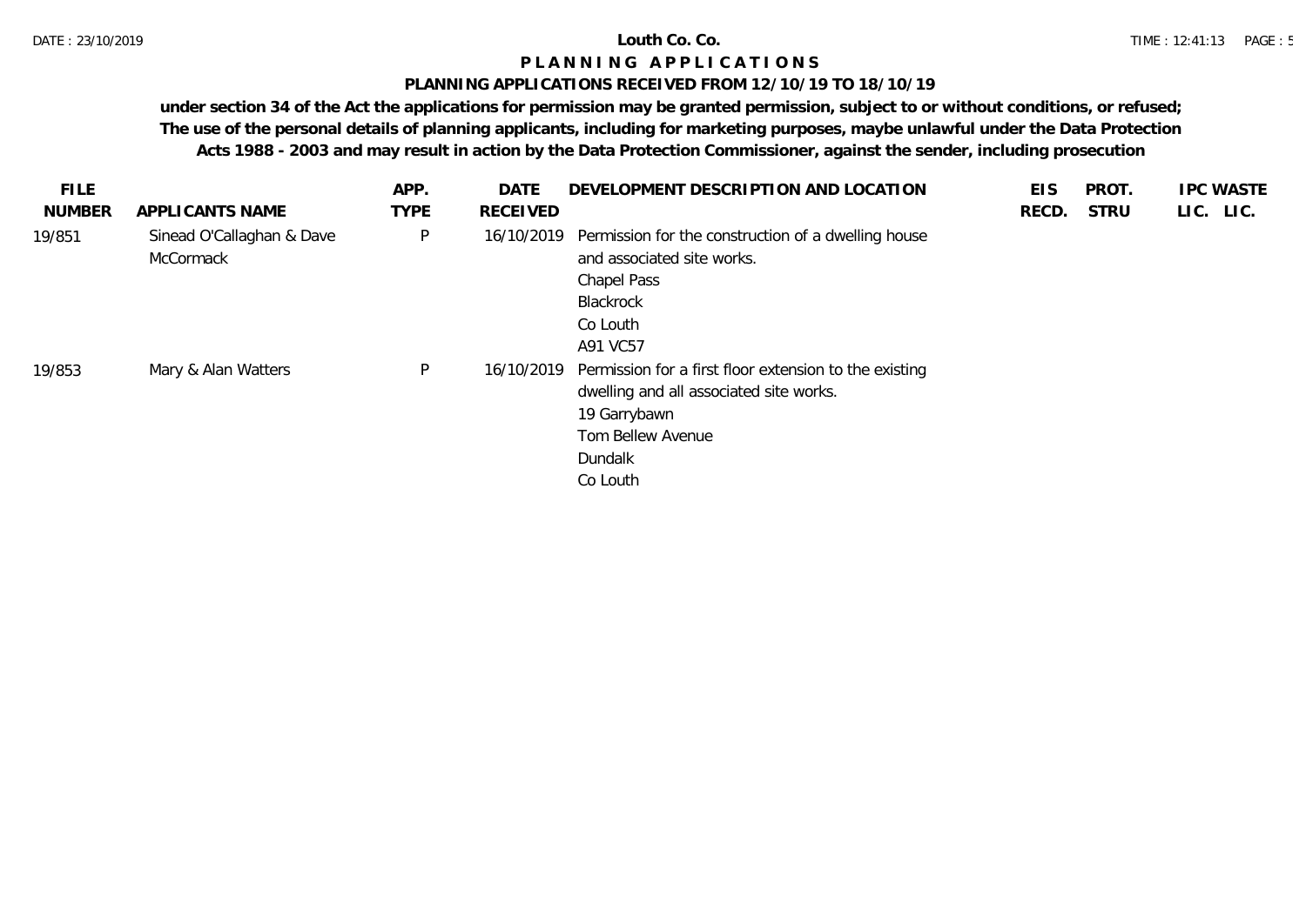# Louth Co. Co.

## PLANNING APPLICATIONS

### PLANNING APPLICATIONS RECEIVED FROM 12/10/19 TO 18/10/19

**under section 34 of the Act the applications for permission may be granted permission, subject to or without conditions, or refused; The use of the personal details of planning applicants, including for marketing purposes, maybe unlawful under the Data Protection Acts 1988 - 2003 and may result in action by the Data Protection Commissioner, against the sender, including prosecution**

| FILE NUMBER | APPLICANTS NAME | APP. TYPE | DATE RECEIVED | DEVELOPMENT DESCRIPTION AND LOCATION | EIS RECD. | PROT. STRU | IPC LIC. | WASTE LIC. |
|---|---|---|---|---|---|---|---|---|
| 19/851 | Sinead O'Callaghan & Dave McCormack | P | 16/10/2019 | Permission for the construction of a dwelling house and associated site works.<br>Chapel Pass<br>Blackrock<br>Co Louth<br>A91 VC57 | | | | |
| 19/853 | Mary & Alan Watters | P | 16/10/2019 | Permission for a first floor extension to the existing dwelling and all associated site works.<br>19 Garrybawn<br>Tom Bellew Avenue<br>Dundalk<br>Co Louth | | | | |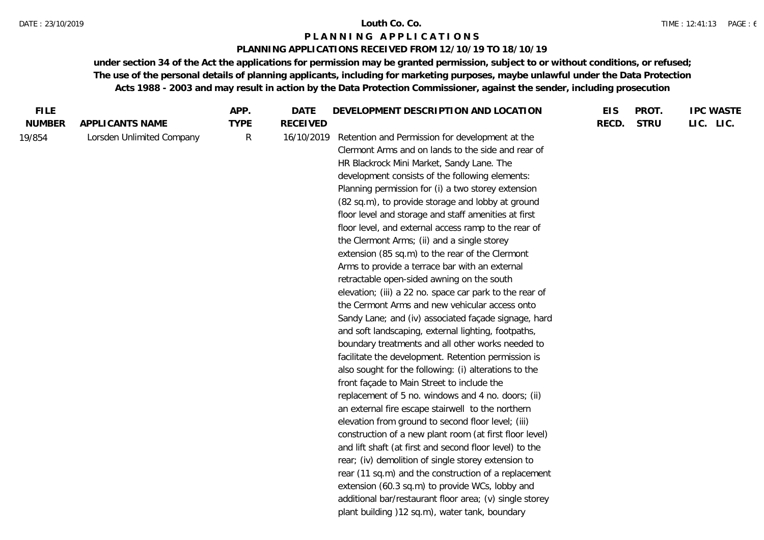Louth Co. Co.

**P L A N N I N G   A P P L I C A T I O N S**

**PLANNING APPLICATIONS RECEIVED FROM 12/10/19 TO 18/10/19**

**under section 34 of the Act the applications for permission may be granted permission, subject to or without conditions, or refused; The use of the personal details of planning applicants, including for marketing purposes, maybe unlawful under the Data Protection Acts 1988 - 2003 and may result in action by the Data Protection Commissioner, against the sender, including prosecution**

| FILE NUMBER | APPLICANTS NAME | APP. TYPE | DATE RECEIVED | DEVELOPMENT DESCRIPTION AND LOCATION | EIS RECD. | PROT. STRU | IPC LIC. | WASTE LIC. |
|---|---|---|---|---|---|---|---|---|
| 19/854 | Lorsden Unlimited Company | R | 16/10/2019 | Retention and Permission for development at the Clermont Arms and on lands to the side and rear of HR Blackrock Mini Market, Sandy Lane. The development consists of the following elements: Planning permission for (i) a two storey extension (82 sq.m), to provide storage and lobby at ground floor level and storage and staff amenities at first floor level, and external access ramp to the rear of the Clermont Arms; (ii) and a single storey extension (85 sq.m) to the rear of the Clermont Arms to provide a terrace bar with an external retractable open-sided awning on the south elevation; (iii) a 22 no. space car park to the rear of the Cermont Arms and new vehicular access onto Sandy Lane; and (iv) associated façade signage, hard and soft landscaping, external lighting, footpaths, boundary treatments and all other works needed to facilitate the development. Retention permission is also sought for the following: (i) alterations to the front façade to Main Street to include the replacement of 5 no. windows and 4 no. doors; (ii) an external fire escape stairwell to the northern elevation from ground to second floor level; (iii) construction of a new plant room (at first floor level) and lift shaft (at first and second floor level) to the rear; (iv) demolition of single storey extension to rear (11 sq.m) and the construction of a replacement extension (60.3 sq.m) to provide WCs, lobby and additional bar/restaurant floor area; (v) single storey plant building )12 sq.m), water tank, boundary | | | | |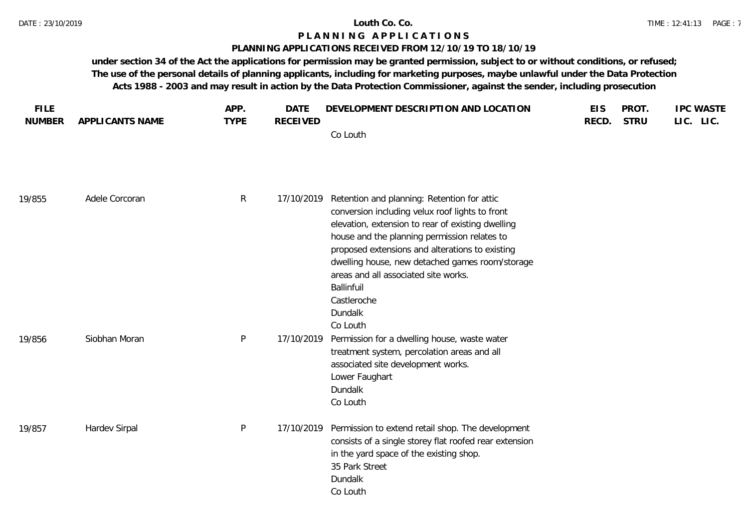**Louth Co. Co.**

**P L A N N I N G   A P P L I C A T I O N S**

**PLANNING APPLICATIONS RECEIVED FROM 12/10/19 TO 18/10/19**

**under section 34 of the Act the applications for permission may be granted permission, subject to or without conditions, or refused; The use of the personal details of planning applicants, including for marketing purposes, maybe unlawful under the Data Protection Acts 1988 - 2003 and may result in action by the Data Protection Commissioner, against the sender, including prosecution**

| FILE NUMBER | APPLICANTS NAME | APP. TYPE | DATE RECEIVED | DEVELOPMENT DESCRIPTION AND LOCATION | EIS RECD. | PROT. STRU | IPC LIC. | WASTE LIC. |
|---|---|---|---|---|---|---|---|---|
| | | | | Co Louth | | | | |
| 19/855 | Adele Corcoran | R | 17/10/2019 | Retention and planning: Retention for attic conversion including velux roof lights to front elevation, extension to rear of existing dwelling house and the planning permission relates to proposed extensions and alterations to existing dwelling house, new detached games room/storage areas and all associated site works.<br>Ballinfuil<br>Castleroche<br>Dundalk<br>Co Louth | | | | |
| 19/856 | Siobhan Moran | P | 17/10/2019 | Permission for a dwelling house, waste water treatment system, percolation areas and all associated site development works.<br>Lower Faughart<br>Dundalk<br>Co Louth | | | | |
| 19/857 | Hardev Sirpal | P | 17/10/2019 | Permission to extend retail shop. The development consists of a single storey flat roofed rear extension in the yard space of the existing shop.<br>35 Park Street<br>Dundalk<br>Co Louth | | | | |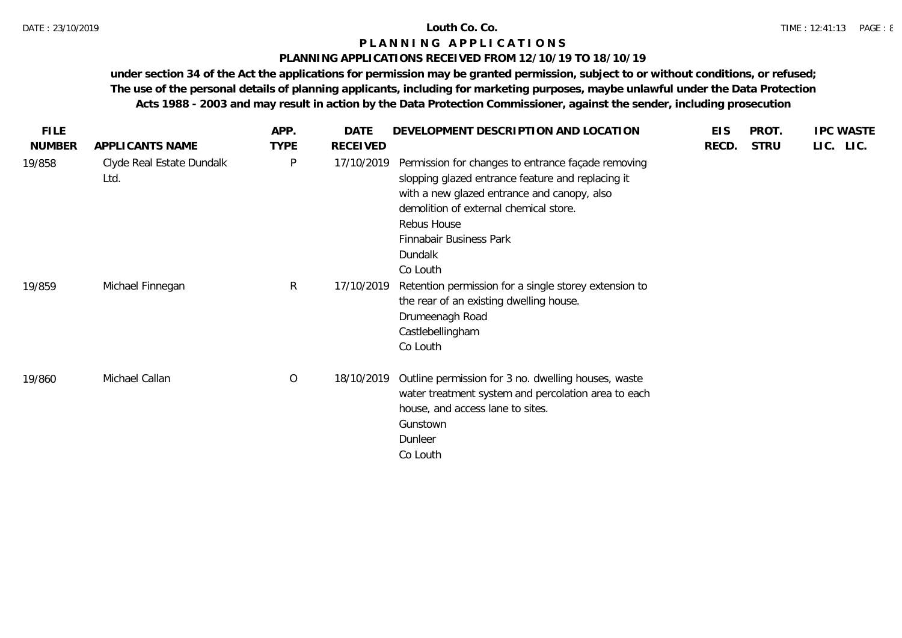**Louth Co. Co.**

**P L A N N I N G   A P P L I C A T I O N S**

**PLANNING APPLICATIONS RECEIVED FROM 12/10/19 TO 18/10/19**

**under section 34 of the Act the applications for permission may be granted permission, subject to or without conditions, or refused; The use of the personal details of planning applicants, including for marketing purposes, maybe unlawful under the Data Protection Acts 1988 - 2003 and may result in action by the Data Protection Commissioner, against the sender, including prosecution**

| FILE NUMBER | APPLICANTS NAME | APP. TYPE | DATE RECEIVED | DEVELOPMENT DESCRIPTION AND LOCATION | EIS RECD. | PROT. STRU | IPC LIC. | WASTE LIC. |
|---|---|---|---|---|---|---|---|---|
| 19/858 | Clyde Real Estate Dundalk Ltd. | P | 17/10/2019 | Permission for changes to entrance façade removing slopping glazed entrance feature and replacing it with a new glazed entrance and canopy, also demolition of external chemical store. Rebus House Finnabair Business Park Dundalk Co Louth | | | | |
| 19/859 | Michael Finnegan | R | 17/10/2019 | Retention permission for a single storey extension to the rear of an existing dwelling house. Drumeenagh Road Castlebellingham Co Louth | | | | |
| 19/860 | Michael Callan | O | 18/10/2019 | Outline permission for 3 no. dwelling houses, waste water treatment system and percolation area to each house, and access lane to sites. Gunstown Dunleer Co Louth | | | | |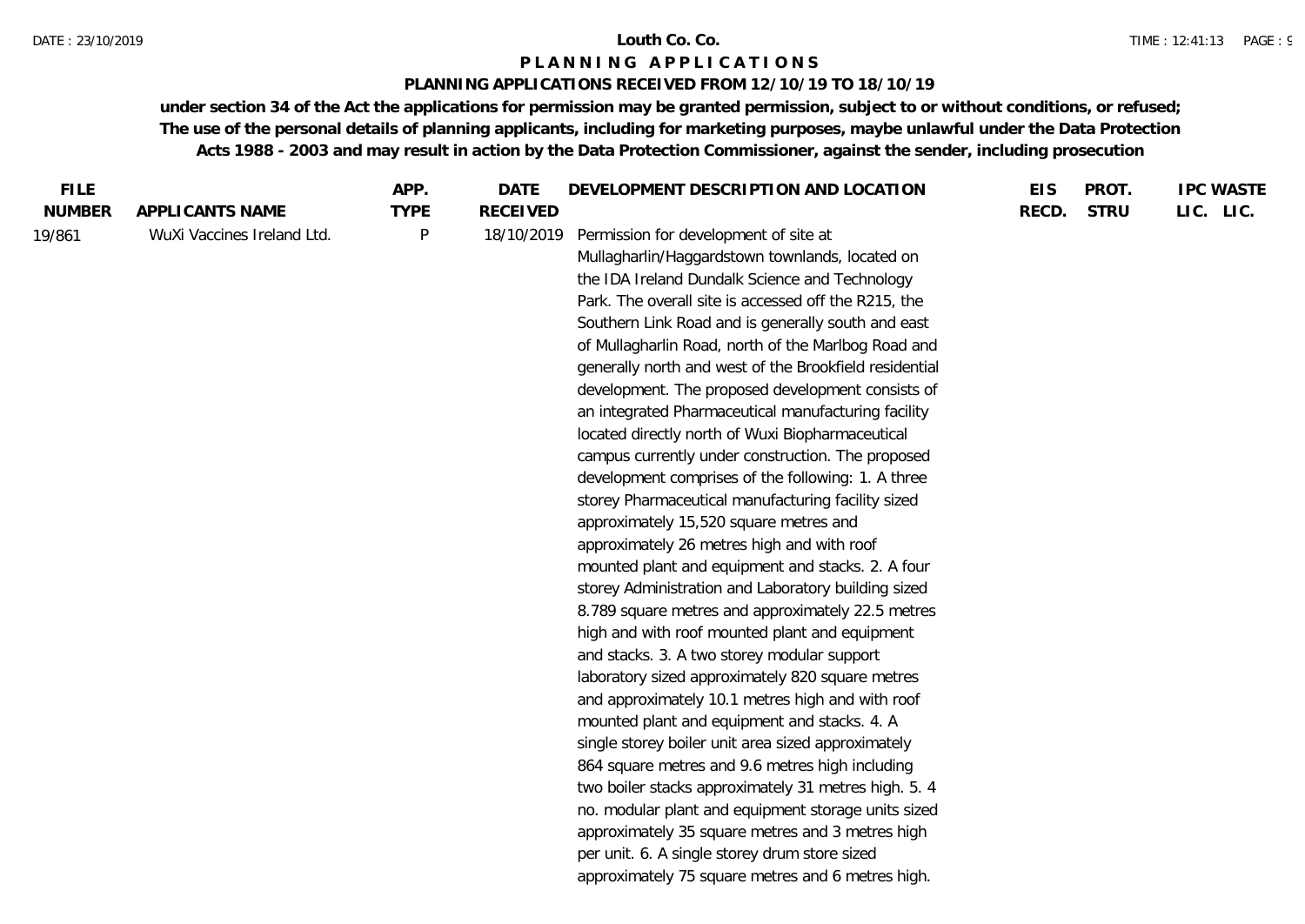# Louth Co. Co.

## P L A N N I N G A P P L I C A T I O N S

### PLANNING APPLICATIONS RECEIVED FROM 12/10/19 TO 18/10/19

**under section 34 of the Act the applications for permission may be granted permission, subject to or without conditions, or refused; The use of the personal details of planning applicants, including for marketing purposes, maybe unlawful under the Data Protection Acts 1988 - 2003 and may result in action by the Data Protection Commissioner, against the sender, including prosecution**

| FILE NUMBER | APPLICANTS NAME | APP. TYPE | DATE RECEIVED | DEVELOPMENT DESCRIPTION AND LOCATION | EIS RECD. | PROT. STRU | IPC LIC. | WASTE LIC. |
|---|---|---|---|---|---|---|---|---|
| 19/861 | WuXi Vaccines Ireland Ltd. | P | 18/10/2019 | Permission for development of site at Mullagharlin/Haggardstown townlands, located on the IDA Ireland Dundalk Science and Technology Park. The overall site is accessed off the R215, the Southern Link Road and is generally south and east of Mullagharlin Road, north of the Marlbog Road and generally north and west of the Brookfield residential development. The proposed development consists of an integrated Pharmaceutical manufacturing facility located directly north of Wuxi Biopharmaceutical campus currently under construction. The proposed development comprises of the following: 1. A three storey Pharmaceutical manufacturing facility sized approximately 15,520 square metres and approximately 26 metres high and with roof mounted plant and equipment and stacks. 2. A four storey Administration and Laboratory building sized 8.789 square metres and approximately 22.5 metres high and with roof mounted plant and equipment and stacks. 3. A two storey modular support laboratory sized approximately 820 square metres and approximately 10.1 metres high and with roof mounted plant and equipment and stacks. 4. A single storey boiler unit area sized approximately 864 square metres and 9.6 metres high including two boiler stacks approximately 31 metres high. 5. 4 no. modular plant and equipment storage units sized approximately 35 square metres and 3 metres high per unit. 6. A single storey drum store sized approximately 75 square metres and 6 metres high. | | | | |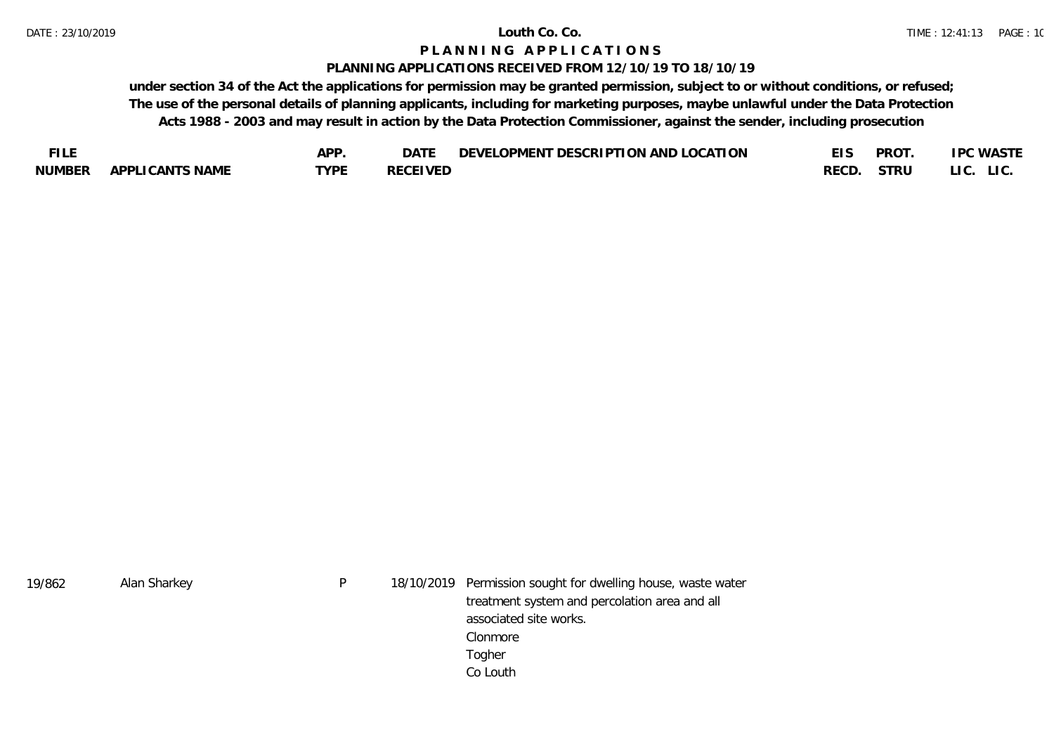**Louth Co. Co.**

**P L A N N I N G   A P P L I C A T I O N S**

**PLANNING APPLICATIONS RECEIVED FROM 12/10/19 TO 18/10/19**

**under section 34 of the Act the applications for permission may be granted permission, subject to or without conditions, or refused; The use of the personal details of planning applicants, including for marketing purposes, maybe unlawful under the Data Protection Acts 1988 - 2003 and may result in action by the Data Protection Commissioner, against the sender, including prosecution**

| FILE NUMBER | APPLICANTS NAME | APP. TYPE | DATE RECEIVED | DEVELOPMENT DESCRIPTION AND LOCATION | EIS RECD. | PROT. STRU | IPC LIC. | WASTE LIC. |
|---|---|---|---|---|---|---|---|---|
| 19/862 | Alan Sharkey | P | 18/10/2019 | Permission sought for dwelling house, waste water treatment system and percolation area and all associated site works. Clonmore Togher Co Louth | | | | |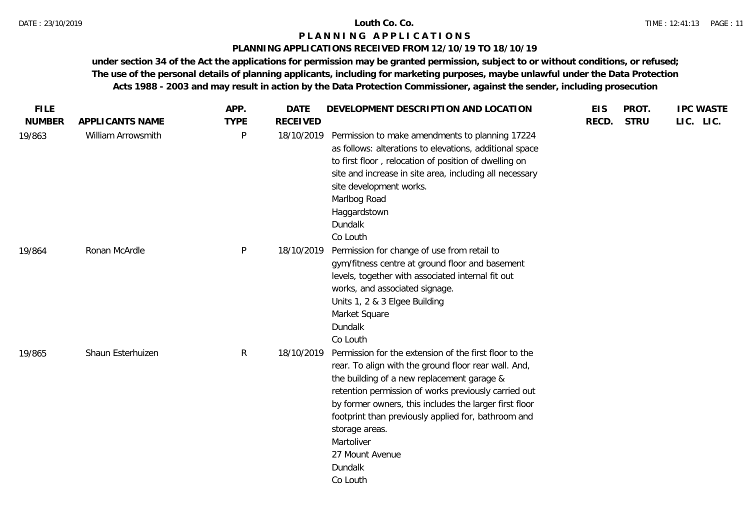**Louth Co. Co.**

**P L A N N I N G A P P L I C A T I O N S**

**PLANNING APPLICATIONS RECEIVED FROM 12/10/19 TO 18/10/19**

**under section 34 of the Act the applications for permission may be granted permission, subject to or without conditions, or refused; The use of the personal details of planning applicants, including for marketing purposes, maybe unlawful under the Data Protection Acts 1988 - 2003 and may result in action by the Data Protection Commissioner, against the sender, including prosecution**

| FILE NUMBER | APPLICANTS NAME | APP. TYPE | DATE RECEIVED | DEVELOPMENT DESCRIPTION AND LOCATION | EIS RECD. | PROT. STRU | IPC LIC. | WASTE LIC. |
|---|---|---|---|---|---|---|---|---|
| 19/863 | William Arrowsmith | P | 18/10/2019 | Permission to make amendments to planning 17224 as follows: alterations to elevations, additional space to first floor , relocation of position of dwelling on site and increase in site area, including all necessary site development works.<br>Marlbog Road<br>Haggardstown<br>Dundalk<br>Co Louth | | | | |
| 19/864 | Ronan McArdle | P | 18/10/2019 | Permission for change of use from retail to gym/fitness centre at ground floor and basement levels, together with associated internal fit out works, and associated signage.<br>Units 1, 2 & 3 Elgee Building<br>Market Square<br>Dundalk<br>Co Louth | | | | |
| 19/865 | Shaun Esterhuizen | R | 18/10/2019 | Permission for the extension of the first floor to the rear. To align with the ground floor rear wall. And, the building of a new replacement garage & retention permission of works previously carried out by former owners, this includes the larger first floor footprint than previously applied for, bathroom and storage areas.<br>Martoliver<br>27 Mount Avenue<br>Dundalk<br>Co Louth | | | | |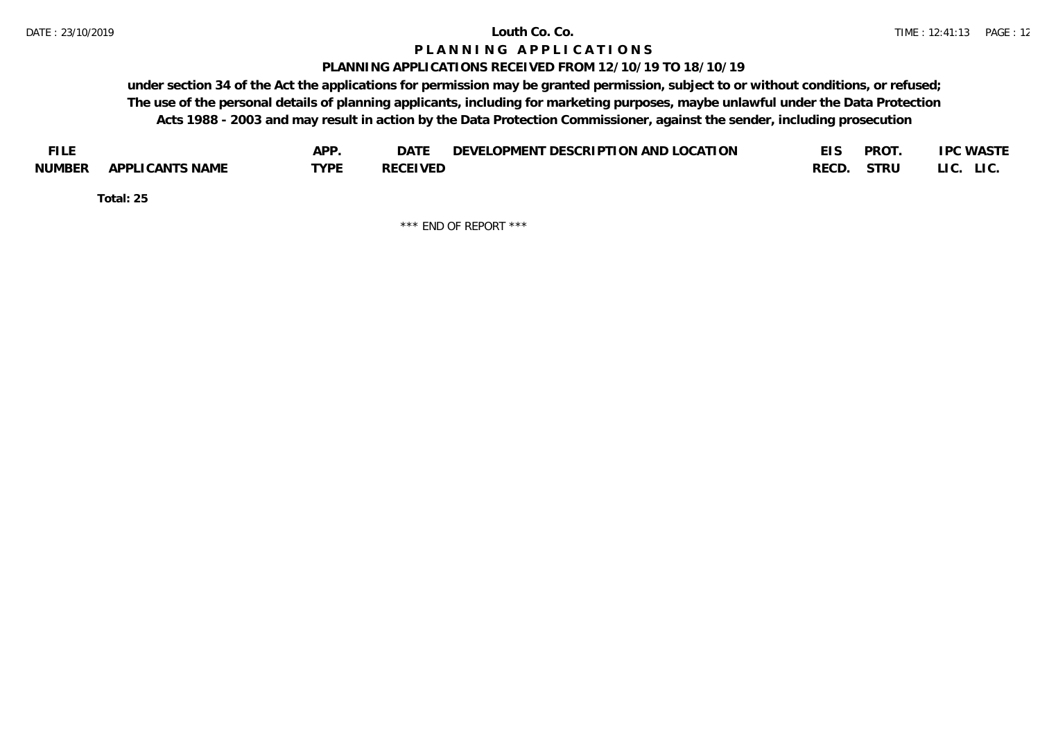**Louth Co. Co.**

**P L A N N I N G   A P P L I C A T I O N S**

**PLANNING APPLICATIONS RECEIVED FROM 12/10/19 TO 18/10/19**

**under section 34 of the Act the applications for permission may be granted permission, subject to or without conditions, or refused; The use of the personal details of planning applicants, including for marketing purposes, maybe unlawful under the Data Protection Acts 1988 - 2003 and may result in action by the Data Protection Commissioner, against the sender, including prosecution**

| FILE NUMBER | APPLICANTS NAME | APP. TYPE | DATE RECEIVED | DEVELOPMENT DESCRIPTION AND LOCATION | EIS RECD. | PROT. STRU | IPC LIC. | WASTE LIC. |
|---|---|---|---|---|---|---|---|---|

**Total: 25**

\*\*\* END OF REPORT \*\*\*